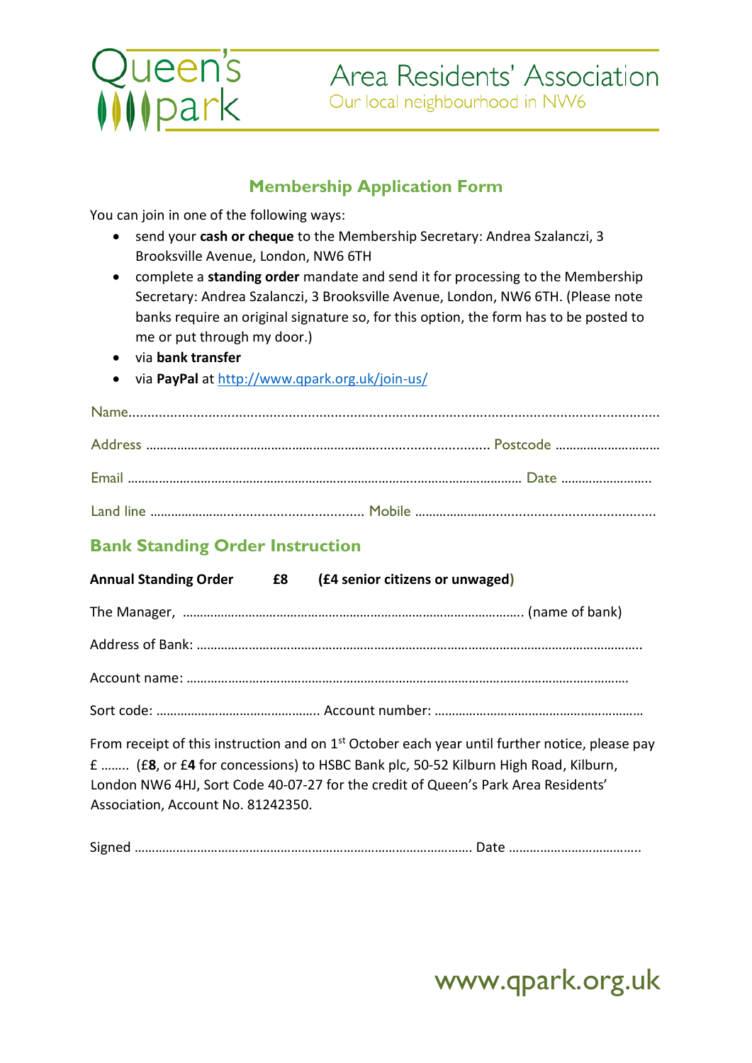Queen's park

Area Residents' Association
Our local neighbourhood in NW6

## Membership Application Form

You can join in one of the following ways:

- send your **cash or cheque** to the Membership Secretary: Andrea Szalanczi, 3 Brooksville Avenue, London, NW6 6TH
- complete a **standing order** mandate and send it for processing to the Membership Secretary: Andrea Szalanczi, 3 Brooksville Avenue, London, NW6 6TH. (Please note banks require an original signature so, for this option, the form has to be posted to me or put through my door.)
- via **bank transfer**
- via **PayPal** at http://www.qpark.org.uk/join-us/

Name.......................................................................................................................................

Address .................................................................................... Postcode ..............................

Email ........................................................................................................... Date ..........................

Land line ......................................................... Mobile ..............................................................

## Bank Standing Order Instruction

**Annual Standing Order £8 (£4 senior citizens or unwaged)**

The Manager, .................................................................................................. (name of bank)

Address of Bank: .........................................................................................................................

Account name: ............................................................................................................................

Sort code: ............................................... Account number: ...........................................................

From receipt of this instruction and on 1st October each year until further notice, please pay £ ........ (£**8**, or £**4** for concessions) to HSBC Bank plc, 50-52 Kilburn High Road, Kilburn, London NW6 4HJ, Sort Code 40-07-27 for the credit of Queen's Park Area Residents' Association, Account No. 81242350.

Signed ................................................................................................ Date ......................................

www.qpark.org.uk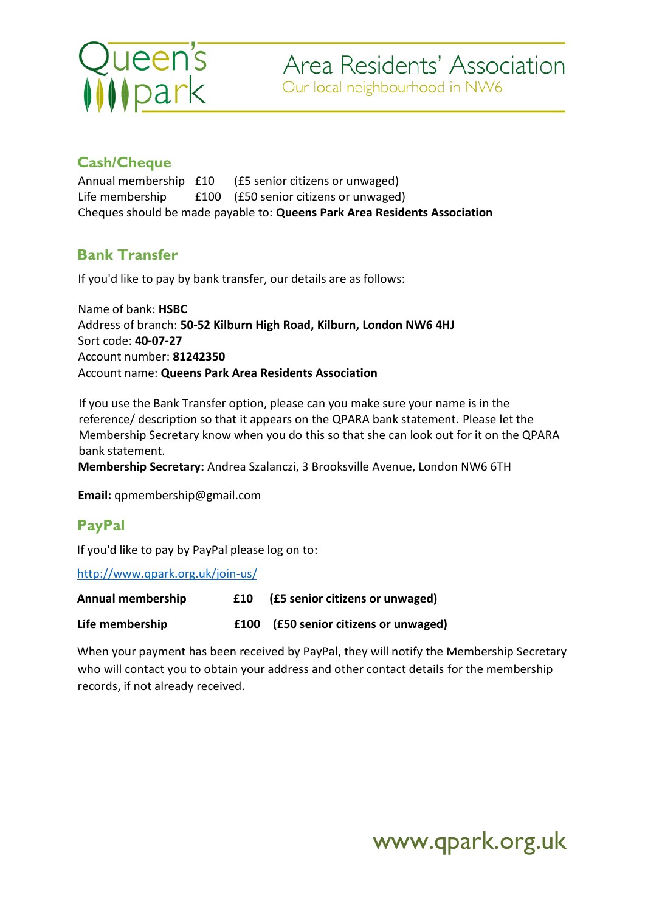## Cash/Cheque

| | | |
|---|---|---|
| Annual membership | £10 | (£5 senior citizens or unwaged) |
| Life membership | £100 | (£50 senior citizens or unwaged) |

Cheques should be made payable to: **Queens Park Area Residents Association**

## Bank Transfer

If you'd like to pay by bank transfer, our details are as follows:

Name of bank: **HSBC**
Address of branch: **50-52 Kilburn High Road, Kilburn, London NW6 4HJ**
Sort code: **40-07-27**
Account number: **81242350**
Account name: **Queens Park Area Residents Association**

If you use the Bank Transfer option, please can you make sure your name is in the reference/ description so that it appears on the QPARA bank statement. Please let the Membership Secretary know when you do this so that she can look out for it on the QPARA bank statement.
**Membership Secretary:** Andrea Szalanczi, 3 Brooksville Avenue, London NW6 6TH

**Email:** qpmembership@gmail.com

## PayPal

If you'd like to pay by PayPal please log on to:

http://www.qpark.org.uk/join-us/

| | | |
|---|---|---|
| **Annual membership** | **£10** | **(£5 senior citizens or unwaged)** |
| **Life membership** | **£100** | **(£50 senior citizens or unwaged)** |

When your payment has been received by PayPal, they will notify the Membership Secretary who will contact you to obtain your address and other contact details for the membership records, if not already received.

www.qpark.org.uk